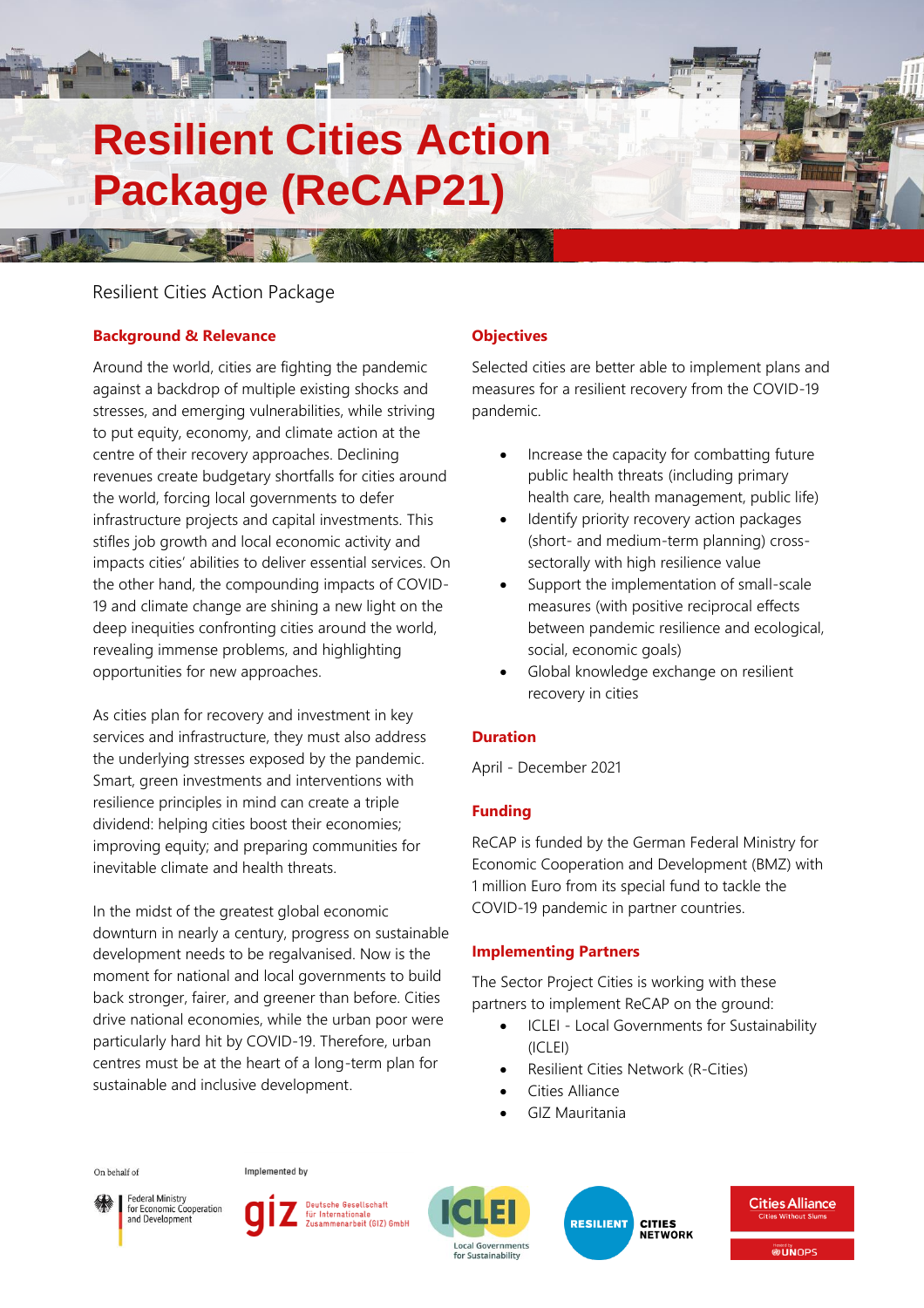# Resilient Cities Action Package (ReCAP21)

Resilient Cities Action Package

## Background & Relevance

Around the world, cities are fighting the pandemic against a backdrop of multiple existing shocks and stresses, and emerging vulnerabilities, while striving to put equity, economy, and climate action at the centre of their recovery approaches. Declining revenues create budgetary shortfalls for cities around the world, forcing local governments to defer infrastructure projects and capital investments. This stifles job growth and local economic activity and impacts cities' abilities to deliver essential services. On the other hand, the compounding impacts of COVID-19 and climate change are shining a new light on the deep inequities confronting cities around the world, revealing immense problems, and highlighting opportunities for new approaches.

As cities plan for recovery and investment in key services and infrastructure, they must also address the underlying stresses exposed by the pandemic. Smart, green investments and interventions with resilience principles in mind can create a triple dividend: helping cities boost their economies; improving equity; and preparing communities for inevitable climate and health threats.

In the midst of the greatest global economic downturn in nearly a century, progress on sustainable development needs to be regalvanised. Now is the moment for national and local governments to build back stronger, fairer, and greener than before. Cities drive national economies, while the urban poor were particularly hard hit by COVID-19. Therefore, urban centres must be at the heart of a long-term plan for sustainable and inclusive development.

## Objectives

Selected cities are better able to implement plans and measures for a resilient recovery from the COVID-19 pandemic.

- Increase the capacity for combatting future public health threats (including primary health care, health management, public life)
- Identify priority recovery action packages (short- and medium-term planning) cross-sectorally with high resilience value
- Support the implementation of small-scale measures (with positive reciprocal effects between pandemic resilience and ecological, social, economic goals)
- Global knowledge exchange on resilient recovery in cities

## Duration

April - December 2021

## Funding

ReCAP is funded by the German Federal Ministry for Economic Cooperation and Development (BMZ) with 1 million Euro from its special fund to tackle the COVID-19 pandemic in partner countries.

## Implementing Partners

The Sector Project Cities is working with these partners to implement ReCAP on the ground:

- ICLEI - Local Governments for Sustainability (ICLEI)
- Resilient Cities Network (R-Cities)
- Cities Alliance
- GIZ Mauritania

On behalf of Federal Ministry for Economic Cooperation and Development

Implemented by Deutsche Gesellschaft für Internationale Zusammenarbeit (GIZ) GmbH

ICLEI Local Governments for Sustainability

RESILIENT CITIES NETWORK

Cities Alliance Cities Without Slums — Hosted by UNOPS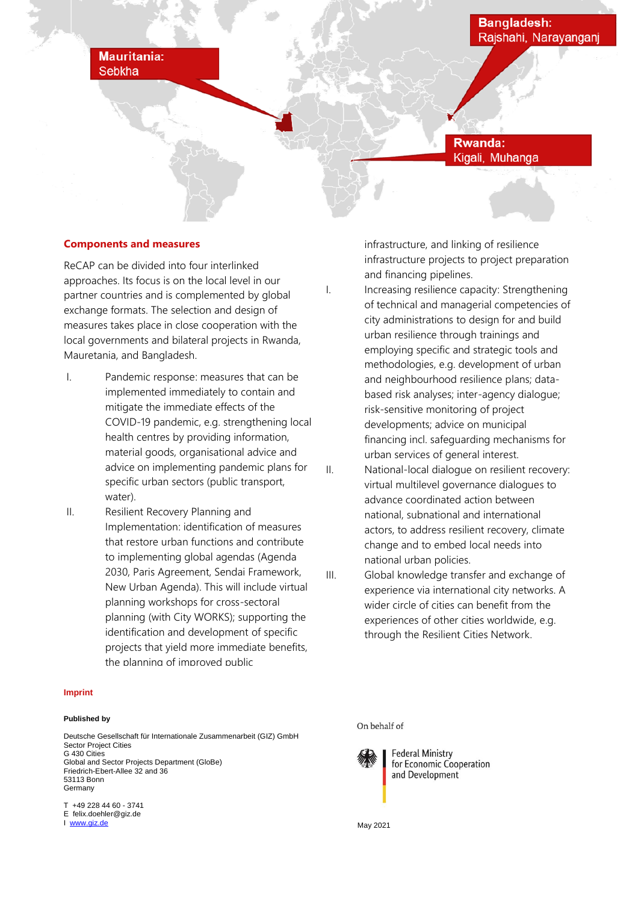Mauritania:
Sebkha

Bangladesh:
Rajshahi, Narayanganj

Rwanda:
Kigali, Muhanga

## Components and measures

ReCAP can be divided into four interlinked approaches. Its focus is on the local level in our partner countries and is complemented by global exchange formats. The selection and design of measures takes place in close cooperation with the local governments and bilateral projects in Rwanda, Mauretania, and Bangladesh.

I. Pandemic response: measures that can be implemented immediately to contain and mitigate the immediate effects of the COVID-19 pandemic, e.g. strengthening local health centres by providing information, material goods, organisational advice and advice on implementing pandemic plans for specific urban sectors (public transport, water).

II. Resilient Recovery Planning and Implementation: identification of measures that restore urban functions and contribute to implementing global agendas (Agenda 2030, Paris Agreement, Sendai Framework, New Urban Agenda). This will include virtual planning workshops for cross-sectoral planning (with City WORKS); supporting the identification and development of specific projects that yield more immediate benefits, the planning of improved public infrastructure, and linking of resilience infrastructure projects to project preparation and financing pipelines.

I. Increasing resilience capacity: Strengthening of technical and managerial competencies of city administrations to design for and build urban resilience through trainings and employing specific and strategic tools and methodologies, e.g. development of urban and neighbourhood resilience plans; data-based risk analyses; inter-agency dialogue; risk-sensitive monitoring of project developments; advice on municipal financing incl. safeguarding mechanisms for urban services of general interest.

II. National-local dialogue on resilient recovery: virtual multilevel governance dialogues to advance coordinated action between national, subnational and international actors, to address resilient recovery, climate change and to embed local needs into national urban policies.

III. Global knowledge transfer and exchange of experience via international city networks. A wider circle of cities can benefit from the experiences of other cities worldwide, e.g. through the Resilient Cities Network.

### Imprint

**Published by**

Deutsche Gesellschaft für Internationale Zusammenarbeit (GIZ) GmbH
Sector Project Cities
G 430 Cities
Global and Sector Projects Department (GloBe)
Friedrich-Ebert-Allee 32 and 36
53113 Bonn
Germany

T +49 228 44 60 - 3741
E felix.doehler@giz.de
I www.giz.de

On behalf of

Federal Ministry
for Economic Cooperation
and Development

May 2021